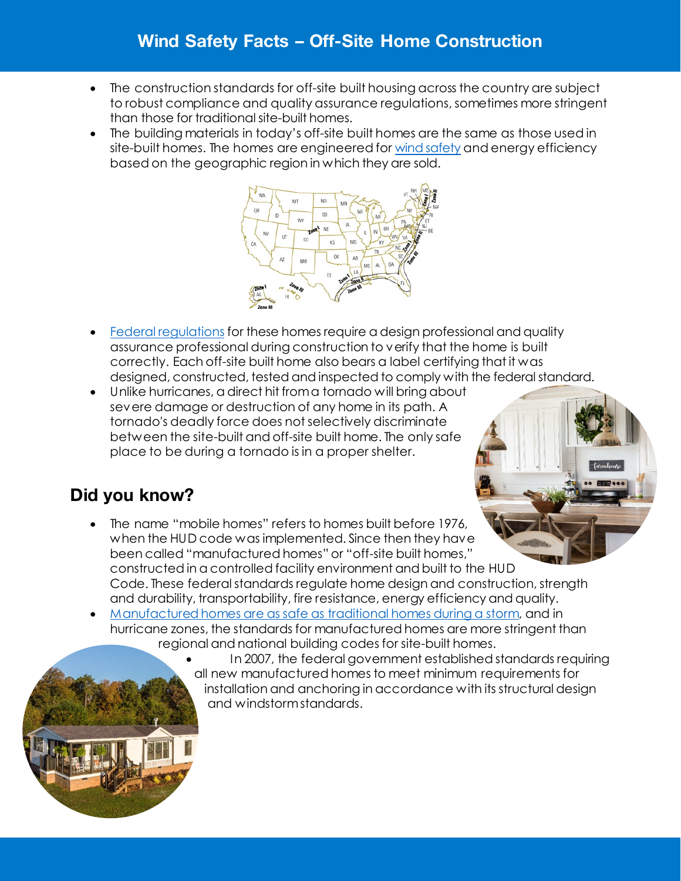# Wind Safety Facts – Off-Site Home Construction

- The construction standards for off-site built housing across the country are subject to robust compliance and quality assurance regulations, sometimes more stringent than those for traditional site-built homes.
- The building materials in today's off-site built homes are the same as those used in site-built homes. The homes are engineered for wind safety and energy efficiency based on the geographic region in which they are sold.
- Federal regulations for these homes require a design professional and quality assurance professional during construction to verify that the home is built correctly. Each off-site built home also bears a label certifying that it was designed, constructed, tested and inspected to comply with the federal standard.
- Unlike hurricanes, a direct hit from a tornado will bring about severe damage or destruction of any home in its path. A tornado's deadly force does not selectively discriminate between the site-built and off-site built home. The only safe place to be during a tornado is in a proper shelter.

## Did you know?

- The name "mobile homes" refers to homes built before 1976, when the HUD code was implemented. Since then they have been called "manufactured homes" or "off-site built homes," constructed in a controlled facility environment and built to the HUD Code. These federal standards regulate home design and construction, strength and durability, transportability, fire resistance, energy efficiency and quality.
- Manufactured homes are as safe as traditional homes during a storm, and in hurricane zones, the standards for manufactured homes are more stringent than regional and national building codes for site-built homes.
- In 2007, the federal government established standards requiring all new manufactured homes to meet minimum requirements for installation and anchoring in accordance with its structural design and windstorm standards.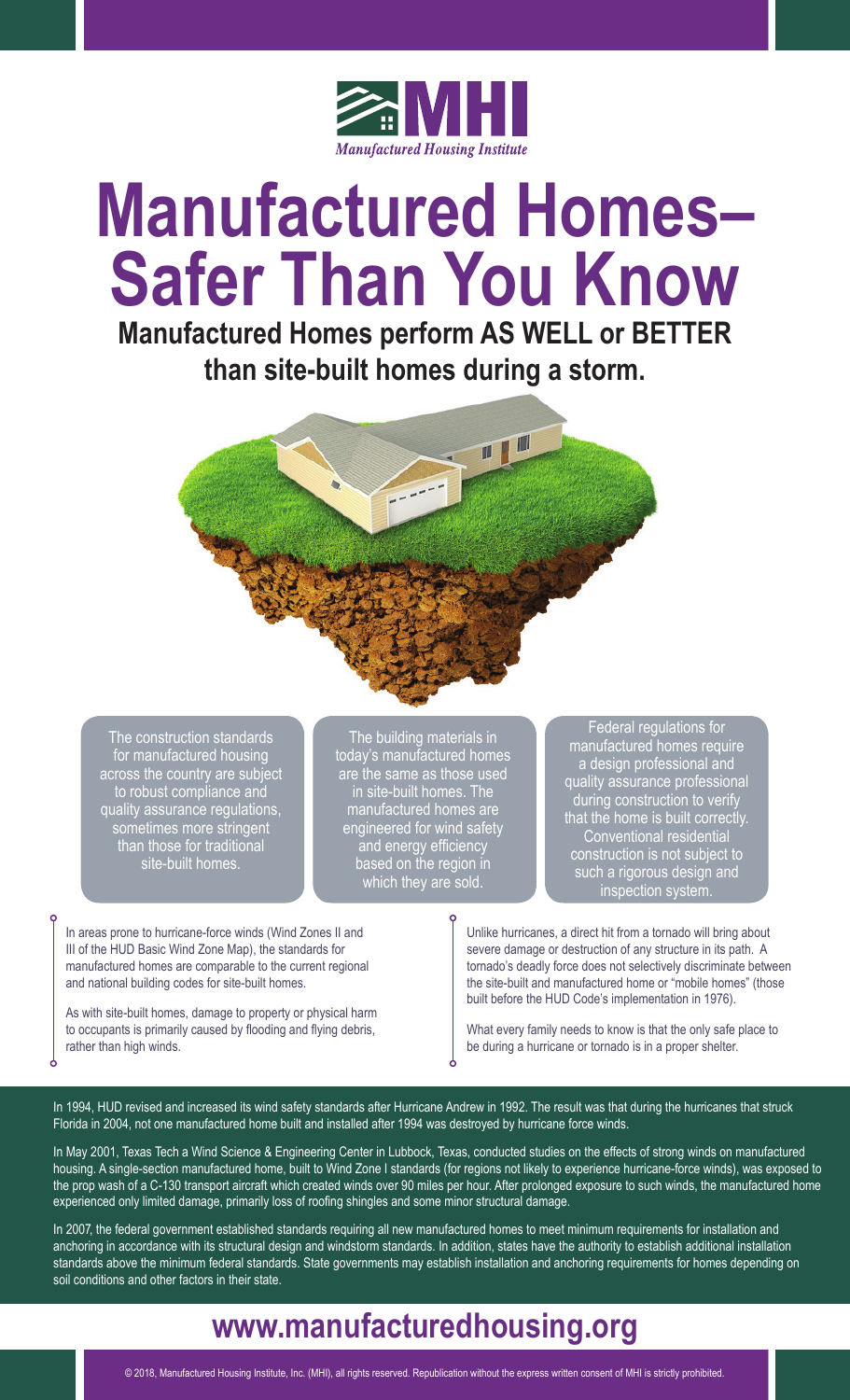MHI
*Manufactured Housing Institute*

# Manufactured Homes– Safer Than You Know

## Manufactured Homes perform AS WELL or BETTER than site-built homes during a storm.

The construction standards for manufactured housing across the country are subject to robust compliance and quality assurance regulations, sometimes more stringent than those for traditional site-built homes.

The building materials in today's manufactured homes are the same as those used in site-built homes. The manufactured homes are engineered for wind safety and energy efficiency based on the region in which they are sold.

Federal regulations for manufactured homes require a design professional and quality assurance professional during construction to verify that the home is built correctly. Conventional residential construction is not subject to such a rigorous design and inspection system.

In areas prone to hurricane-force winds (Wind Zones II and III of the HUD Basic Wind Zone Map), the standards for manufactured homes are comparable to the current regional and national building codes for site-built homes.

As with site-built homes, damage to property or physical harm to occupants is primarily caused by flooding and flying debris, rather than high winds.

Unlike hurricanes, a direct hit from a tornado will bring about severe damage or destruction of any structure in its path. A tornado's deadly force does not selectively discriminate between the site-built and manufactured home or "mobile homes" (those built before the HUD Code's implementation in 1976).

What every family needs to know is that the only safe place to be during a hurricane or tornado is in a proper shelter.

In 1994, HUD revised and increased its wind safety standards after Hurricane Andrew in 1992. The result was that during the hurricanes that struck Florida in 2004, not one manufactured home built and installed after 1994 was destroyed by hurricane force winds.

In May 2001, Texas Tech a Wind Science & Engineering Center in Lubbock, Texas, conducted studies on the effects of strong winds on manufactured housing. A single-section manufactured home, built to Wind Zone I standards (for regions not likely to experience hurricane-force winds), was exposed to the prop wash of a C-130 transport aircraft which created winds over 90 miles per hour. After prolonged exposure to such winds, the manufactured home experienced only limited damage, primarily loss of roofing shingles and some minor structural damage.

In 2007, the federal government established standards requiring all new manufactured homes to meet minimum requirements for installation and anchoring in accordance with its structural design and windstorm standards. In addition, states have the authority to establish additional installation standards above the minimum federal standards. State governments may establish installation and anchoring requirements for homes depending on soil conditions and other factors in their state.

## www.manufacturedhousing.org

© 2018, Manufactured Housing Institute, Inc. (MHI), all rights reserved. Republication without the express written consent of MHI is strictly prohibited.